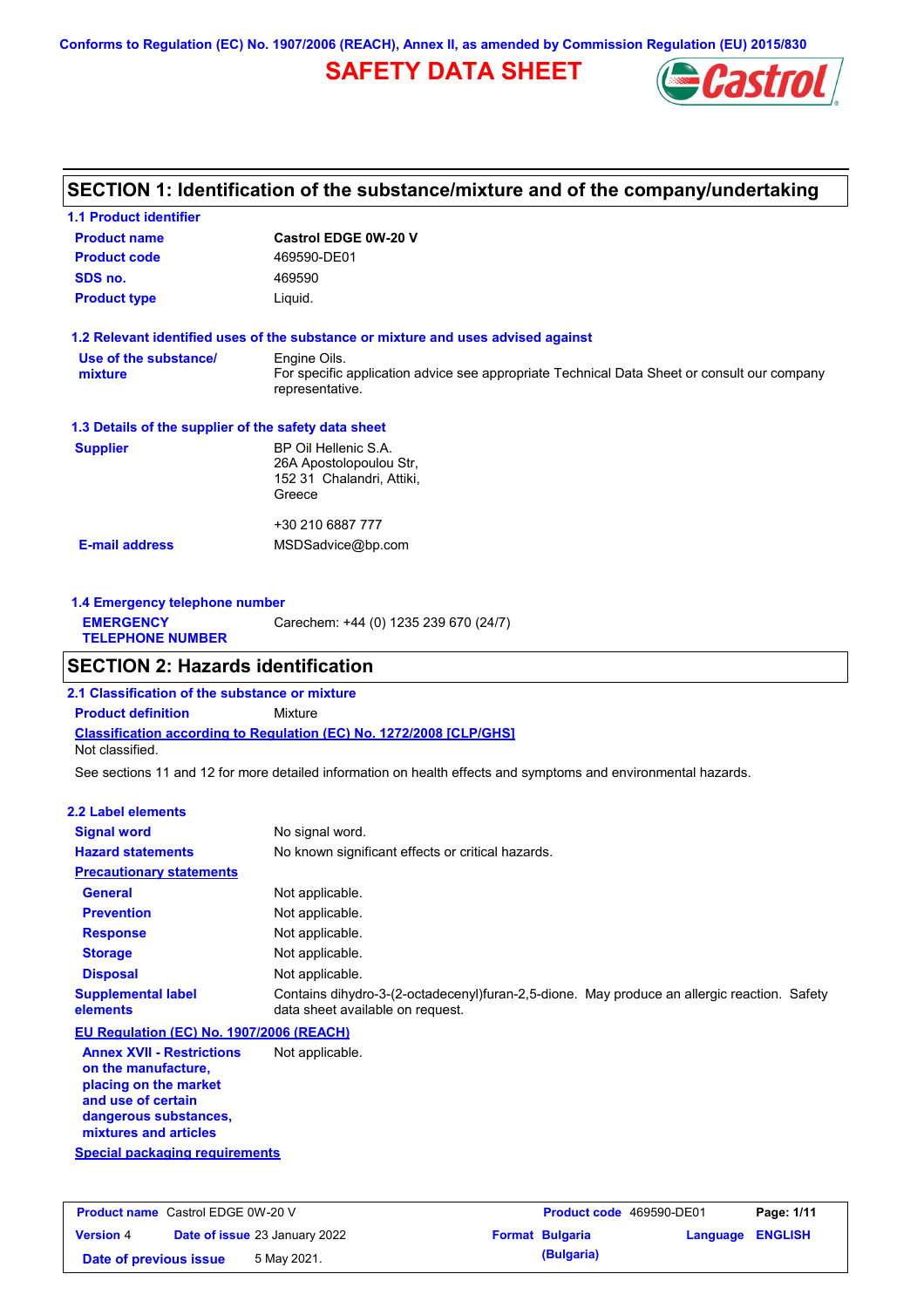Conforms to Regulation (EC) No. 1907/2006 (REACH), Annex II, as amended by Commission Regulation (EU) 2015/830

# SAFETY DATA SHEET

## SECTION 1: Identification of the substance/mixture and of the company/undertaking

### 1.1 Product identifier

| | |
|---|---|
| **Product name** | **Castrol EDGE 0W-20 V** |
| **Product code** | 469590-DE01 |
| **SDS no.** | 469590 |
| **Product type** | Liquid. |

### 1.2 Relevant identified uses of the substance or mixture and uses advised against

| | |
|---|---|
| **Use of the substance/ mixture** | Engine Oils. For specific application advice see appropriate Technical Data Sheet or consult our company representative. |

### 1.3 Details of the supplier of the safety data sheet

| | |
|---|---|
| **Supplier** | BP Oil Hellenic S.A. 26A Apostolopoulou Str, 152 31 Chalandri, Attiki, Greece<br><br>+30 210 6887 777 |
| **E-mail address** | MSDSadvice@bp.com |

### 1.4 Emergency telephone number

| | |
|---|---|
| **EMERGENCY TELEPHONE NUMBER** | Carechem: +44 (0) 1235 239 670 (24/7) |

## SECTION 2: Hazards identification

### 2.1 Classification of the substance or mixture

**Product definition** Mixture

**Classification according to Regulation (EC) No. 1272/2008 [CLP/GHS]**

Not classified.

See sections 11 and 12 for more detailed information on health effects and symptoms and environmental hazards.

### 2.2 Label elements

| | |
|---|---|
| **Signal word** | No signal word. |
| **Hazard statements** | No known significant effects or critical hazards. |
| **Precautionary statements** | |
| **General** | Not applicable. |
| **Prevention** | Not applicable. |
| **Response** | Not applicable. |
| **Storage** | Not applicable. |
| **Disposal** | Not applicable. |
| **Supplemental label elements** | Contains dihydro-3-(2-octadecenyl)furan-2,5-dione. May produce an allergic reaction. Safety data sheet available on request. |

**EU Regulation (EC) No. 1907/2006 (REACH)**

| | |
|---|---|
| **Annex XVII - Restrictions on the manufacture, placing on the market and use of certain dangerous substances, mixtures and articles** | Not applicable. |

**Special packaging requirements**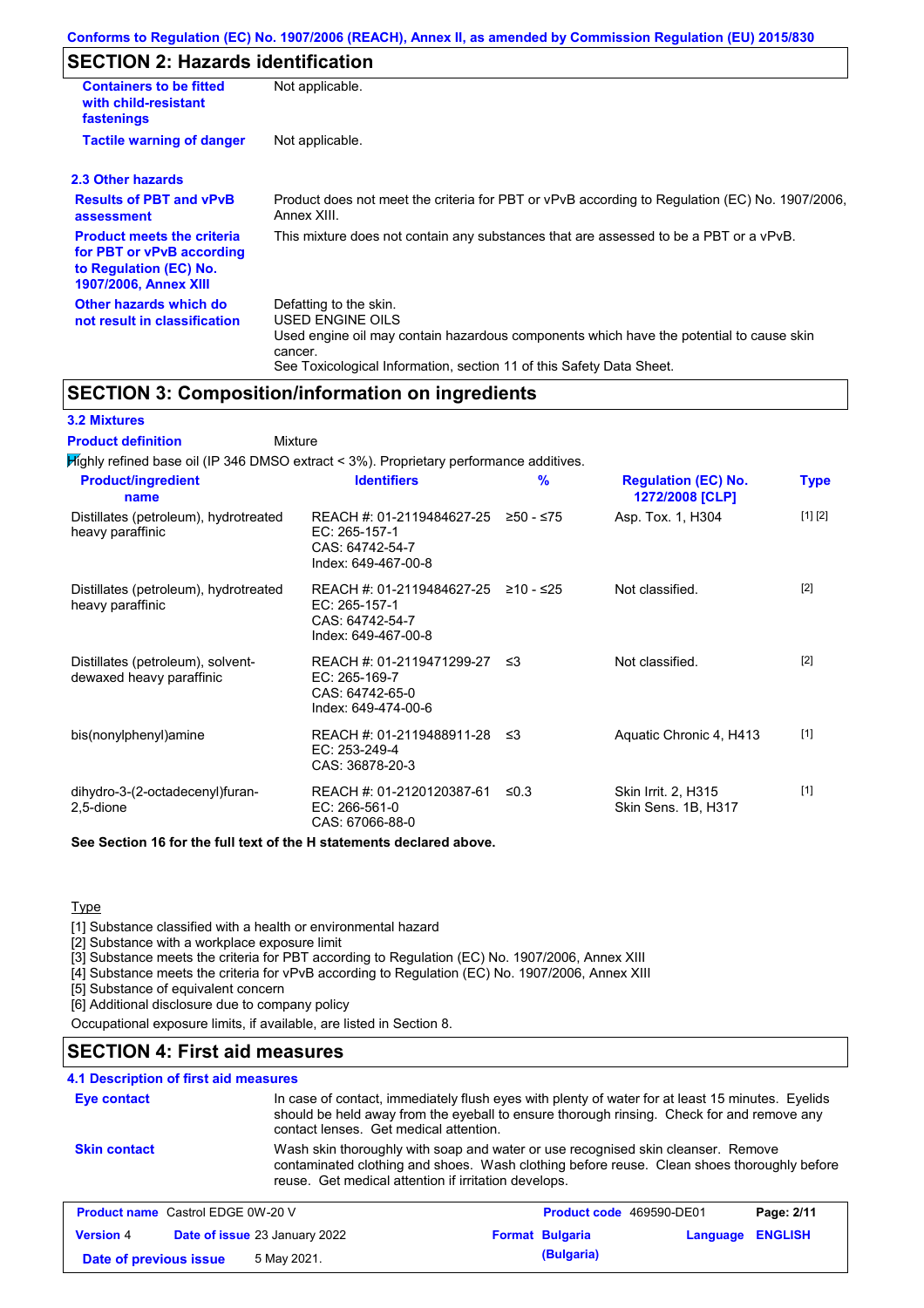Conforms to Regulation (EC) No. 1907/2006 (REACH), Annex II, as amended by Commission Regulation (EU) 2015/830

## SECTION 2: Hazards identification

| | |
|---|---|
| **Containers to be fitted with child-resistant fastenings** | Not applicable. |
| **Tactile warning of danger** | Not applicable. |

### 2.3 Other hazards

| | |
|---|---|
| **Results of PBT and vPvB assessment** | Product does not meet the criteria for PBT or vPvB according to Regulation (EC) No. 1907/2006, Annex XIII. |
| **Product meets the criteria for PBT or vPvB according to Regulation (EC) No. 1907/2006, Annex XIII** | This mixture does not contain any substances that are assessed to be a PBT or a vPvB. |
| **Other hazards which do not result in classification** | Defatting to the skin.<br>USED ENGINE OILS<br>Used engine oil may contain hazardous components which have the potential to cause skin cancer.<br>See Toxicological Information, section 11 of this Safety Data Sheet. |

## SECTION 3: Composition/information on ingredients

### 3.2 Mixtures

**Product definition** Mixture

Highly refined base oil (IP 346 DMSO extract < 3%). Proprietary performance additives.

| Product/ingredient name | Identifiers | % | Regulation (EC) No. 1272/2008 [CLP] | Type |
|---|---|---|---|---|
| Distillates (petroleum), hydrotreated heavy paraffinic | REACH #: 01-2119484627-25<br>EC: 265-157-1<br>CAS: 64742-54-7<br>Index: 649-467-00-8 | ≥50 - ≤75 | Asp. Tox. 1, H304 | [1] [2] |
| Distillates (petroleum), hydrotreated heavy paraffinic | REACH #: 01-2119484627-25<br>EC: 265-157-1<br>CAS: 64742-54-7<br>Index: 649-467-00-8 | ≥10 - ≤25 | Not classified. | [2] |
| Distillates (petroleum), solvent-dewaxed heavy paraffinic | REACH #: 01-2119471299-27<br>EC: 265-169-7<br>CAS: 64742-65-0<br>Index: 649-474-00-6 | ≤3 | Not classified. | [2] |
| bis(nonylphenyl)amine | REACH #: 01-2119488911-28<br>EC: 253-249-4<br>CAS: 36878-20-3 | ≤3 | Aquatic Chronic 4, H413 | [1] |
| dihydro-3-(2-octadecenyl)furan-2,5-dione | REACH #: 01-2120120387-61<br>EC: 266-561-0<br>CAS: 67066-88-0 | ≤0.3 | Skin Irrit. 2, H315<br>Skin Sens. 1B, H317 | [1] |

**See Section 16 for the full text of the H statements declared above.**

Type

[1] Substance classified with a health or environmental hazard
[2] Substance with a workplace exposure limit
[3] Substance meets the criteria for PBT according to Regulation (EC) No. 1907/2006, Annex XIII
[4] Substance meets the criteria for vPvB according to Regulation (EC) No. 1907/2006, Annex XIII
[5] Substance of equivalent concern
[6] Additional disclosure due to company policy

Occupational exposure limits, if available, are listed in Section 8.

## SECTION 4: First aid measures

### 4.1 Description of first aid measures

| | |
|---|---|
| **Eye contact** | In case of contact, immediately flush eyes with plenty of water for at least 15 minutes. Eyelids should be held away from the eyeball to ensure thorough rinsing. Check for and remove any contact lenses. Get medical attention. |
| **Skin contact** | Wash skin thoroughly with soap and water or use recognised skin cleanser. Remove contaminated clothing and shoes. Wash clothing before reuse. Clean shoes thoroughly before reuse. Get medical attention if irritation develops. |

| | | | |
|---|---|---|---|
| **Product name** Castrol EDGE 0W-20 V | | **Product code** 469590-DE01 | |
| **Version** 4 | **Date of issue** 23 January 2022 | **Format** Bulgaria (Bulgaria) | **Language** ENGLISH |
| **Date of previous issue** | 5 May 2021. | | |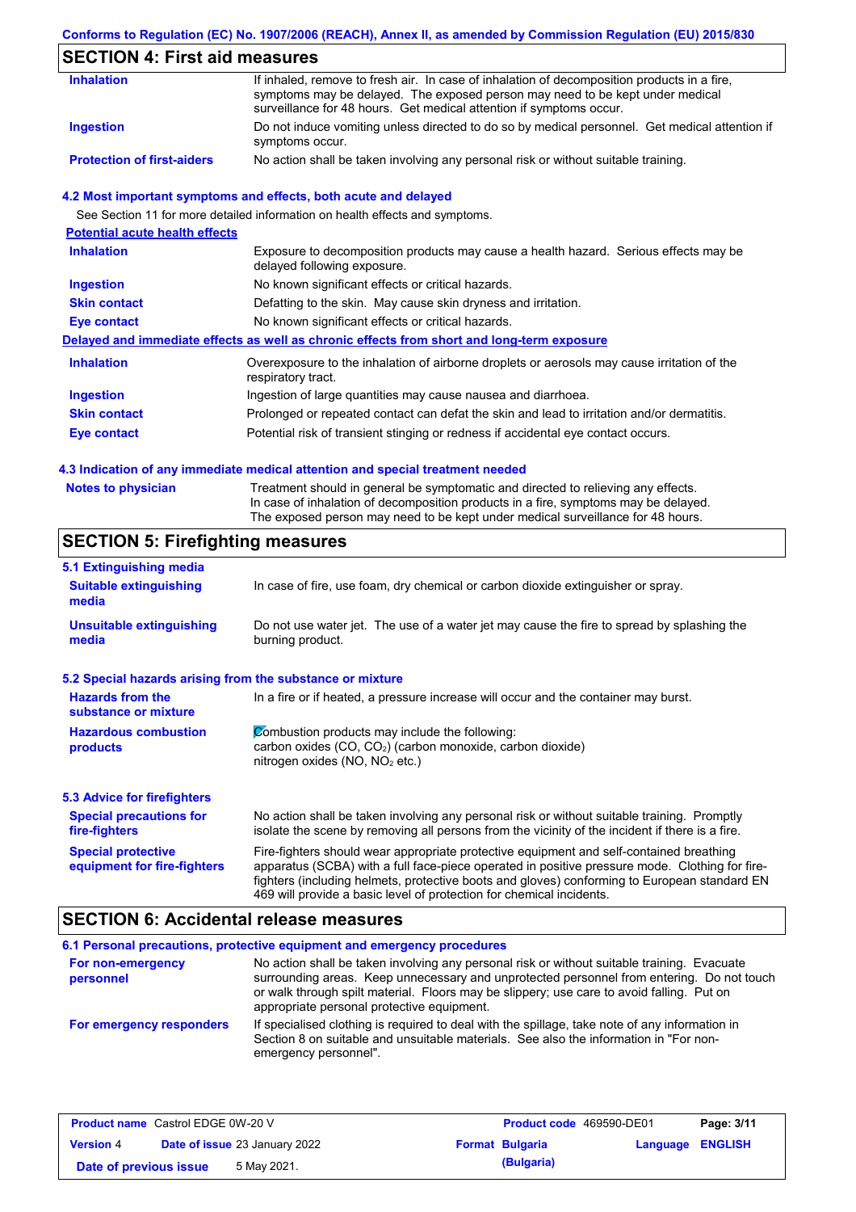## SECTION 4: First aid measures

| | |
|---|---|
| **Inhalation** | If inhaled, remove to fresh air. In case of inhalation of decomposition products in a fire, symptoms may be delayed. The exposed person may need to be kept under medical surveillance for 48 hours. Get medical attention if symptoms occur. |
| **Ingestion** | Do not induce vomiting unless directed to do so by medical personnel. Get medical attention if symptoms occur. |
| **Protection of first-aiders** | No action shall be taken involving any personal risk or without suitable training. |

### 4.2 Most important symptoms and effects, both acute and delayed

See Section 11 for more detailed information on health effects and symptoms.

**Potential acute health effects**

| | |
|---|---|
| **Inhalation** | Exposure to decomposition products may cause a health hazard. Serious effects may be delayed following exposure. |
| **Ingestion** | No known significant effects or critical hazards. |
| **Skin contact** | Defatting to the skin. May cause skin dryness and irritation. |
| **Eye contact** | No known significant effects or critical hazards. |

**Delayed and immediate effects as well as chronic effects from short and long-term exposure**

| | |
|---|---|
| **Inhalation** | Overexposure to the inhalation of airborne droplets or aerosols may cause irritation of the respiratory tract. |
| **Ingestion** | Ingestion of large quantities may cause nausea and diarrhoea. |
| **Skin contact** | Prolonged or repeated contact can defat the skin and lead to irritation and/or dermatitis. |
| **Eye contact** | Potential risk of transient stinging or redness if accidental eye contact occurs. |

### 4.3 Indication of any immediate medical attention and special treatment needed

| | |
|---|---|
| **Notes to physician** | Treatment should in general be symptomatic and directed to relieving any effects. In case of inhalation of decomposition products in a fire, symptoms may be delayed. The exposed person may need to be kept under medical surveillance for 48 hours. |

## SECTION 5: Firefighting measures

### 5.1 Extinguishing media

| | |
|---|---|
| **Suitable extinguishing media** | In case of fire, use foam, dry chemical or carbon dioxide extinguisher or spray. |
| **Unsuitable extinguishing media** | Do not use water jet. The use of a water jet may cause the fire to spread by splashing the burning product. |

### 5.2 Special hazards arising from the substance or mixture

| | |
|---|---|
| **Hazards from the substance or mixture** | In a fire or if heated, a pressure increase will occur and the container may burst. |
| **Hazardous combustion products** | Combustion products may include the following: carbon oxides (CO, $CO_2$) (carbon monoxide, carbon dioxide) nitrogen oxides (NO, $NO_2$ etc.) |

### 5.3 Advice for firefighters

| | |
|---|---|
| **Special precautions for fire-fighters** | No action shall be taken involving any personal risk or without suitable training. Promptly isolate the scene by removing all persons from the vicinity of the incident if there is a fire. |
| **Special protective equipment for fire-fighters** | Fire-fighters should wear appropriate protective equipment and self-contained breathing apparatus (SCBA) with a full face-piece operated in positive pressure mode. Clothing for fire-fighters (including helmets, protective boots and gloves) conforming to European standard EN 469 will provide a basic level of protection for chemical incidents. |

## SECTION 6: Accidental release measures

### 6.1 Personal precautions, protective equipment and emergency procedures

| | |
|---|---|
| **For non-emergency personnel** | No action shall be taken involving any personal risk or without suitable training. Evacuate surrounding areas. Keep unnecessary and unprotected personnel from entering. Do not touch or walk through spilt material. Floors may be slippery; use care to avoid falling. Put on appropriate personal protective equipment. |
| **For emergency responders** | If specialised clothing is required to deal with the spillage, take note of any information in Section 8 on suitable and unsuitable materials. See also the information in "For non-emergency personnel". |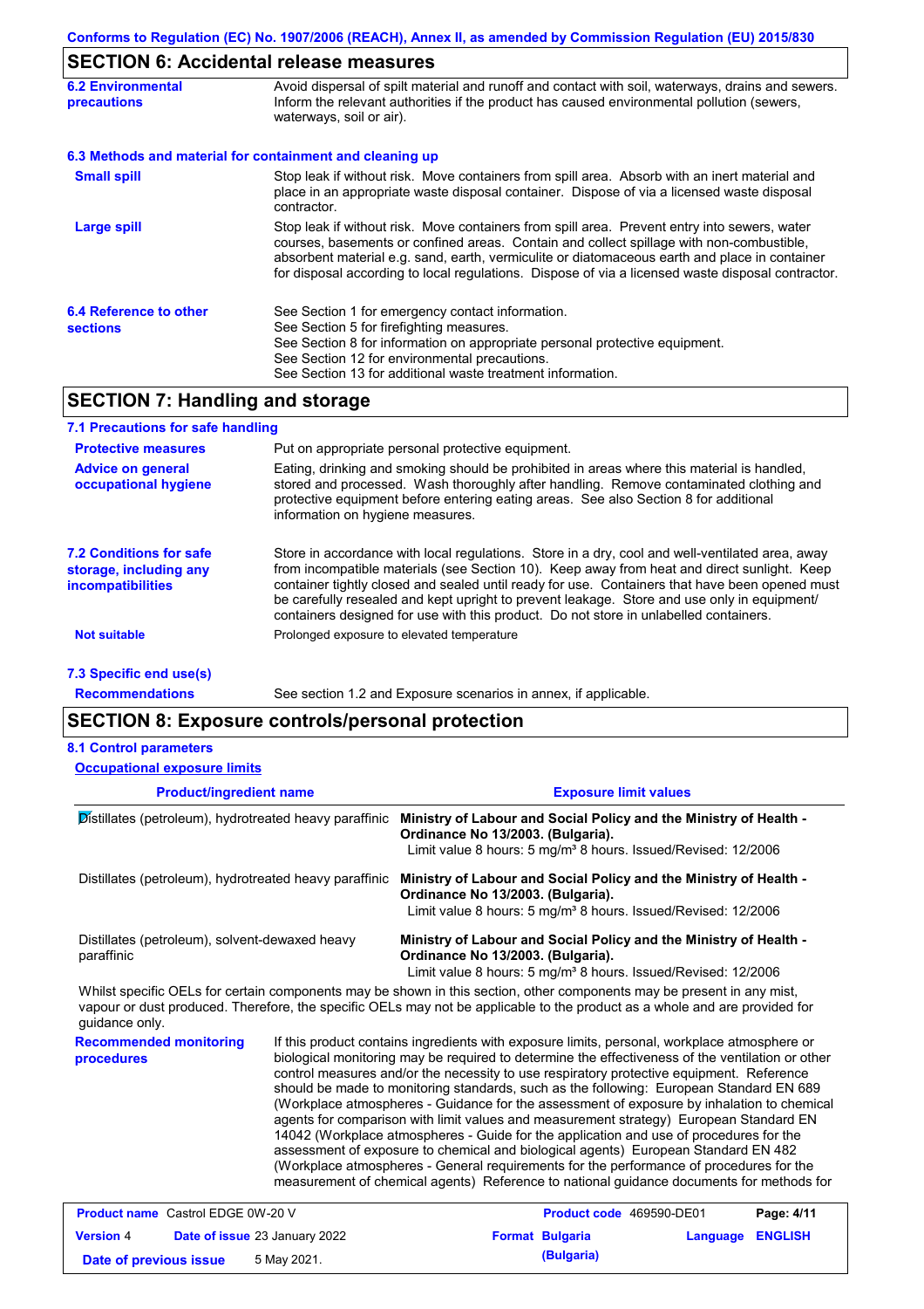## SECTION 6: Accidental release measures

**6.2 Environmental precautions**

Avoid dispersal of spilt material and runoff and contact with soil, waterways, drains and sewers. Inform the relevant authorities if the product has caused environmental pollution (sewers, waterways, soil or air).

### 6.3 Methods and material for containment and cleaning up

**Small spill**

Stop leak if without risk. Move containers from spill area. Absorb with an inert material and place in an appropriate waste disposal container. Dispose of via a licensed waste disposal contractor.

**Large spill**

Stop leak if without risk. Move containers from spill area. Prevent entry into sewers, water courses, basements or confined areas. Contain and collect spillage with non-combustible, absorbent material e.g. sand, earth, vermiculite or diatomaceous earth and place in container for disposal according to local regulations. Dispose of via a licensed waste disposal contractor.

**6.4 Reference to other sections**

See Section 1 for emergency contact information.
See Section 5 for firefighting measures.
See Section 8 for information on appropriate personal protective equipment.
See Section 12 for environmental precautions.
See Section 13 for additional waste treatment information.

## SECTION 7: Handling and storage

### 7.1 Precautions for safe handling

**Protective measures**

Put on appropriate personal protective equipment.

**Advice on general occupational hygiene**

Eating, drinking and smoking should be prohibited in areas where this material is handled, stored and processed. Wash thoroughly after handling. Remove contaminated clothing and protective equipment before entering eating areas. See also Section 8 for additional information on hygiene measures.

**7.2 Conditions for safe storage, including any incompatibilities**

Store in accordance with local regulations. Store in a dry, cool and well-ventilated area, away from incompatible materials (see Section 10). Keep away from heat and direct sunlight. Keep container tightly closed and sealed until ready for use. Containers that have been opened must be carefully resealed and kept upright to prevent leakage. Store and use only in equipment/ containers designed for use with this product. Do not store in unlabelled containers.

**Not suitable**

Prolonged exposure to elevated temperature

### 7.3 Specific end use(s)

**Recommendations**

See section 1.2 and Exposure scenarios in annex, if applicable.

## SECTION 8: Exposure controls/personal protection

### 8.1 Control parameters

**Occupational exposure limits**

| Product/ingredient name | Exposure limit values |
|---|---|
| Distillates (petroleum), hydrotreated heavy paraffinic | **Ministry of Labour and Social Policy and the Ministry of Health - Ordinance No 13/2003. (Bulgaria).** Limit value 8 hours: 5 mg/m³ 8 hours. Issued/Revised: 12/2006 |
| Distillates (petroleum), hydrotreated heavy paraffinic | **Ministry of Labour and Social Policy and the Ministry of Health - Ordinance No 13/2003. (Bulgaria).** Limit value 8 hours: 5 mg/m³ 8 hours. Issued/Revised: 12/2006 |
| Distillates (petroleum), solvent-dewaxed heavy paraffinic | **Ministry of Labour and Social Policy and the Ministry of Health - Ordinance No 13/2003. (Bulgaria).** Limit value 8 hours: 5 mg/m³ 8 hours. Issued/Revised: 12/2006 |

Whilst specific OELs for certain components may be shown in this section, other components may be present in any mist, vapour or dust produced. Therefore, the specific OELs may not be applicable to the product as a whole and are provided for guidance only.

**Recommended monitoring procedures**

If this product contains ingredients with exposure limits, personal, workplace atmosphere or biological monitoring may be required to determine the effectiveness of the ventilation or other control measures and/or the necessity to use respiratory protective equipment. Reference should be made to monitoring standards, such as the following: European Standard EN 689 (Workplace atmospheres - Guidance for the assessment of exposure by inhalation to chemical agents for comparison with limit values and measurement strategy) European Standard EN 14042 (Workplace atmospheres - Guide for the application and use of procedures for the assessment of exposure to chemical and biological agents) European Standard EN 482 (Workplace atmospheres - General requirements for the performance of procedures for the measurement of chemical agents) Reference to national guidance documents for methods for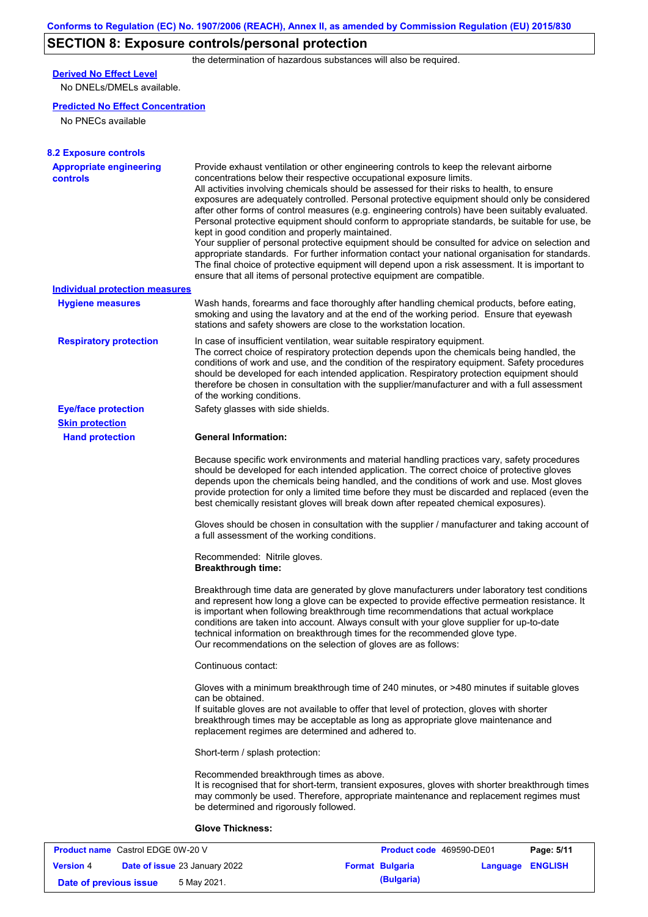## SECTION 8: Exposure controls/personal protection

the determination of hazardous substances will also be required.

**Derived No Effect Level**

No DNELs/DMELs available.

**Predicted No Effect Concentration**

No PNECs available

### 8.2 Exposure controls

**Appropriate engineering controls**

Provide exhaust ventilation or other engineering controls to keep the relevant airborne concentrations below their respective occupational exposure limits.
All activities involving chemicals should be assessed for their risks to health, to ensure exposures are adequately controlled. Personal protective equipment should only be considered after other forms of control measures (e.g. engineering controls) have been suitably evaluated. Personal protective equipment should conform to appropriate standards, be suitable for use, be kept in good condition and properly maintained.
Your supplier of personal protective equipment should be consulted for advice on selection and appropriate standards. For further information contact your national organisation for standards. The final choice of protective equipment will depend upon a risk assessment. It is important to ensure that all items of personal protective equipment are compatible.

**Individual protection measures**

**Hygiene measures**

Wash hands, forearms and face thoroughly after handling chemical products, before eating, smoking and using the lavatory and at the end of the working period. Ensure that eyewash stations and safety showers are close to the workstation location.

**Respiratory protection**

In case of insufficient ventilation, wear suitable respiratory equipment.
The correct choice of respiratory protection depends upon the chemicals being handled, the conditions of work and use, and the condition of the respiratory equipment. Safety procedures should be developed for each intended application. Respiratory protection equipment should therefore be chosen in consultation with the supplier/manufacturer and with a full assessment of the working conditions.

**Eye/face protection**

Safety glasses with side shields.

**Skin protection**

**Hand protection**

**General Information:**

Because specific work environments and material handling practices vary, safety procedures should be developed for each intended application. The correct choice of protective gloves depends upon the chemicals being handled, and the conditions of work and use. Most gloves provide protection for only a limited time before they must be discarded and replaced (even the best chemically resistant gloves will break down after repeated chemical exposures).

Gloves should be chosen in consultation with the supplier / manufacturer and taking account of a full assessment of the working conditions.

Recommended: Nitrile gloves.
**Breakthrough time:**

Breakthrough time data are generated by glove manufacturers under laboratory test conditions and represent how long a glove can be expected to provide effective permeation resistance. It is important when following breakthrough time recommendations that actual workplace conditions are taken into account. Always consult with your glove supplier for up-to-date technical information on breakthrough times for the recommended glove type.
Our recommendations on the selection of gloves are as follows:

Continuous contact:

Gloves with a minimum breakthrough time of 240 minutes, or >480 minutes if suitable gloves can be obtained.
If suitable gloves are not available to offer that level of protection, gloves with shorter breakthrough times may be acceptable as long as appropriate glove maintenance and replacement regimes are determined and adhered to.

Short-term / splash protection:

Recommended breakthrough times as above.
It is recognised that for short-term, transient exposures, gloves with shorter breakthrough times may commonly be used. Therefore, appropriate maintenance and replacement regimes must be determined and rigorously followed.

**Glove Thickness:**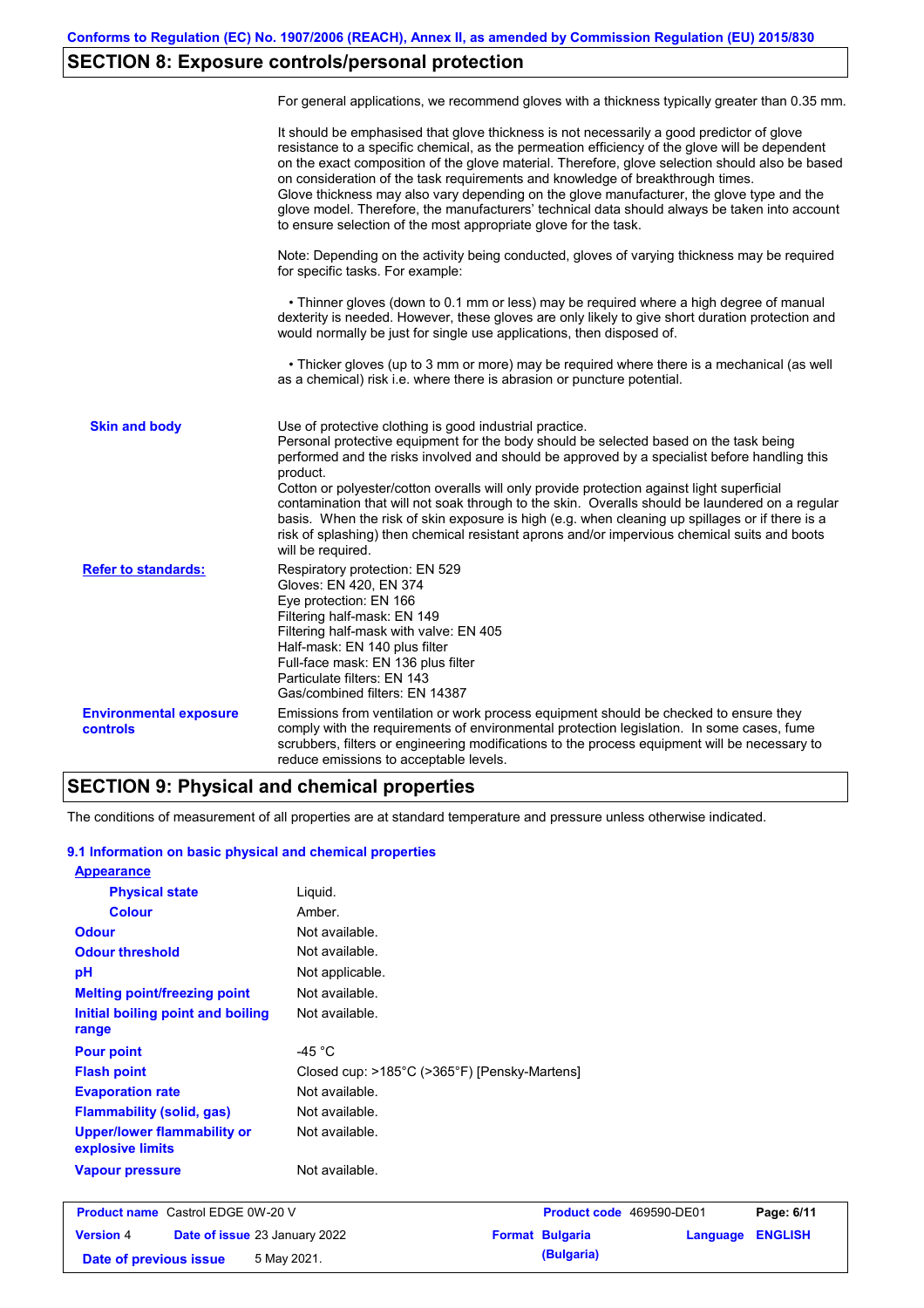## SECTION 8: Exposure controls/personal protection

| | |
|---|---|
| | For general applications, we recommend gloves with a thickness typically greater than 0.35 mm.<br><br>It should be emphasised that glove thickness is not necessarily a good predictor of glove resistance to a specific chemical, as the permeation efficiency of the glove will be dependent on the exact composition of the glove material. Therefore, glove selection should also be based on consideration of the task requirements and knowledge of breakthrough times.<br>Glove thickness may also vary depending on the glove manufacturer, the glove type and the glove model. Therefore, the manufacturers' technical data should always be taken into account to ensure selection of the most appropriate glove for the task.<br><br>Note: Depending on the activity being conducted, gloves of varying thickness may be required for specific tasks. For example:<br><br>• Thinner gloves (down to 0.1 mm or less) may be required where a high degree of manual dexterity is needed. However, these gloves are only likely to give short duration protection and would normally be just for single use applications, then disposed of.<br><br>• Thicker gloves (up to 3 mm or more) may be required where there is a mechanical (as well as a chemical) risk i.e. where there is abrasion or puncture potential. |
| **Skin and body** | Use of protective clothing is good industrial practice.<br>Personal protective equipment for the body should be selected based on the task being performed and the risks involved and should be approved by a specialist before handling this product.<br>Cotton or polyester/cotton overalls will only provide protection against light superficial contamination that will not soak through to the skin. Overalls should be laundered on a regular basis. When the risk of skin exposure is high (e.g. when cleaning up spillages or if there is a risk of splashing) then chemical resistant aprons and/or impervious chemical suits and boots will be required. |
| **Refer to standards:** | Respiratory protection: EN 529<br>Gloves: EN 420, EN 374<br>Eye protection: EN 166<br>Filtering half-mask: EN 149<br>Filtering half-mask with valve: EN 405<br>Half-mask: EN 140 plus filter<br>Full-face mask: EN 136 plus filter<br>Particulate filters: EN 143<br>Gas/combined filters: EN 14387 |
| **Environmental exposure controls** | Emissions from ventilation or work process equipment should be checked to ensure they comply with the requirements of environmental protection legislation. In some cases, fume scrubbers, filters or engineering modifications to the process equipment will be necessary to reduce emissions to acceptable levels. |

## SECTION 9: Physical and chemical properties

The conditions of measurement of all properties are at standard temperature and pressure unless otherwise indicated.

### 9.1 Information on basic physical and chemical properties

| | |
|---|---|
| **Appearance** | |
| **Physical state** | Liquid. |
| **Colour** | Amber. |
| **Odour** | Not available. |
| **Odour threshold** | Not available. |
| **pH** | Not applicable. |
| **Melting point/freezing point** | Not available. |
| **Initial boiling point and boiling range** | Not available. |
| **Pour point** | -45 °C |
| **Flash point** | Closed cup: >185°C (>365°F) [Pensky-Martens] |
| **Evaporation rate** | Not available. |
| **Flammability (solid, gas)** | Not available. |
| **Upper/lower flammability or explosive limits** | Not available. |
| **Vapour pressure** | Not available. |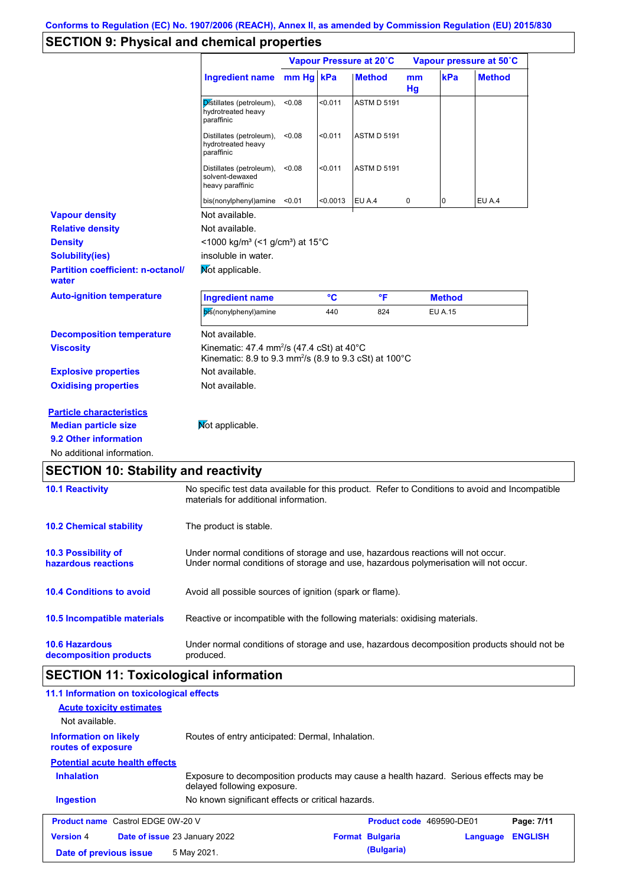Conforms to Regulation (EC) No. 1907/2006 (REACH), Annex II, as amended by Commission Regulation (EU) 2015/830

## SECTION 9: Physical and chemical properties

| | Vapour Pressure at 20˚C | | | Vapour pressure at 50˚C | | |
|---|---|---|---|---|---|---|
| Ingredient name | mm Hg | kPa | Method | mm Hg | kPa | Method |
| Distillates (petroleum), hydrotreated heavy paraffinic | <0.08 | <0.011 | ASTM D 5191 | | | |
| Distillates (petroleum), hydrotreated heavy paraffinic | <0.08 | <0.011 | ASTM D 5191 | | | |
| Distillates (petroleum), solvent-dewaxed heavy paraffinic | <0.08 | <0.011 | ASTM D 5191 | | | |
| bis(nonylphenyl)amine | <0.01 | <0.0013 | EU A.4 | 0 | 0 | EU A.4 |

**Vapour density** Not available.

**Relative density** Not available.

**Density** <1000 kg/m³ (<1 g/cm³) at 15°C

**Solubility(ies)** insoluble in water.

**Partition coefficient: n-octanol/water** Not applicable.

**Auto-ignition temperature**

| Ingredient name | °C | °F | Method |
|---|---|---|---|
| bis(nonylphenyl)amine | 440 | 824 | EU A.15 |

**Decomposition temperature** Not available.

**Viscosity** Kinematic: 47.4 mm²/s (47.4 cSt) at 40°C
Kinematic: 8.9 to 9.3 mm²/s (8.9 to 9.3 cSt) at 100°C

**Explosive properties** Not available.

**Oxidising properties** Not available.

**Particle characteristics**

**Median particle size** Not applicable.

**9.2 Other information**

No additional information.

## SECTION 10: Stability and reactivity

**10.1 Reactivity** No specific test data available for this product. Refer to Conditions to avoid and Incompatible materials for additional information.

**10.2 Chemical stability** The product is stable.

**10.3 Possibility of hazardous reactions** Under normal conditions of storage and use, hazardous reactions will not occur.
Under normal conditions of storage and use, hazardous polymerisation will not occur.

**10.4 Conditions to avoid** Avoid all possible sources of ignition (spark or flame).

**10.5 Incompatible materials** Reactive or incompatible with the following materials: oxidising materials.

**10.6 Hazardous decomposition products** Under normal conditions of storage and use, hazardous decomposition products should not be produced.

## SECTION 11: Toxicological information

**11.1 Information on toxicological effects**

**Acute toxicity estimates**

Not available.

**Information on likely routes of exposure** Routes of entry anticipated: Dermal, Inhalation.

**Potential acute health effects**

**Inhalation** Exposure to decomposition products may cause a health hazard. Serious effects may be delayed following exposure.

**Ingestion** No known significant effects or critical hazards.

| Product name Castrol EDGE 0W-20 V | Product code 469590-DE01 | Page: 7/11 |
|---|---|---|
| Version 4 Date of issue 23 January 2022 | Format Bulgaria (Bulgaria) | Language ENGLISH |
| Date of previous issue 5 May 2021. | | |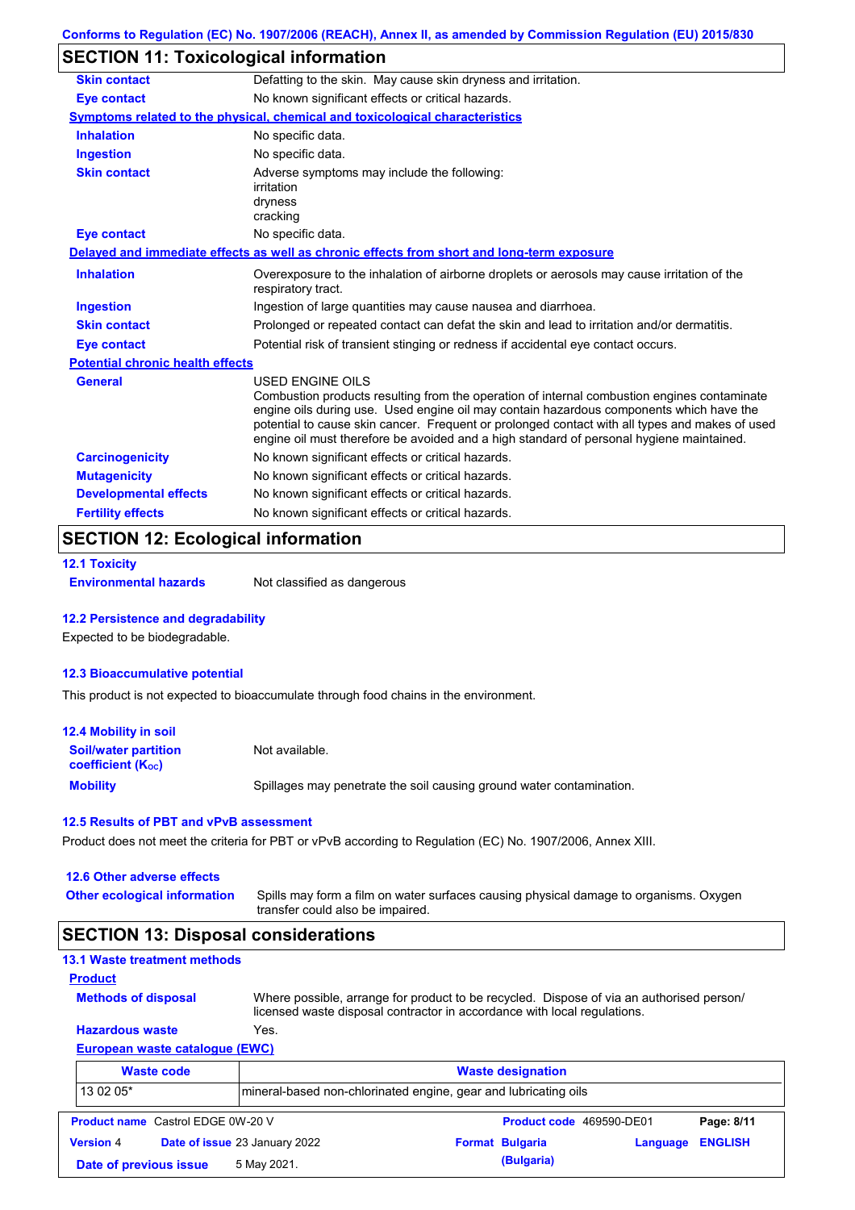## SECTION 11: Toxicological information

**Skin contact** Defatting to the skin. May cause skin dryness and irritation.

**Eye contact** No known significant effects or critical hazards.

**Symptoms related to the physical, chemical and toxicological characteristics**

**Inhalation** No specific data.

**Ingestion** No specific data.

**Skin contact** Adverse symptoms may include the following:
irritation
dryness
cracking

**Eye contact** No specific data.

**Delayed and immediate effects as well as chronic effects from short and long-term exposure**

**Inhalation** Overexposure to the inhalation of airborne droplets or aerosols may cause irritation of the respiratory tract.

**Ingestion** Ingestion of large quantities may cause nausea and diarrhoea.

**Skin contact** Prolonged or repeated contact can defat the skin and lead to irritation and/or dermatitis.

**Eye contact** Potential risk of transient stinging or redness if accidental eye contact occurs.

**Potential chronic health effects**

**General** USED ENGINE OILS
Combustion products resulting from the operation of internal combustion engines contaminate engine oils during use. Used engine oil may contain hazardous components which have the potential to cause skin cancer. Frequent or prolonged contact with all types and makes of used engine oil must therefore be avoided and a high standard of personal hygiene maintained.

**Carcinogenicity** No known significant effects or critical hazards.

**Mutagenicity** No known significant effects or critical hazards.

**Developmental effects** No known significant effects or critical hazards.

**Fertility effects** No known significant effects or critical hazards.

## SECTION 12: Ecological information

### 12.1 Toxicity

**Environmental hazards** Not classified as dangerous

### 12.2 Persistence and degradability

Expected to be biodegradable.

### 12.3 Bioaccumulative potential

This product is not expected to bioaccumulate through food chains in the environment.

### 12.4 Mobility in soil

**Soil/water partition coefficient ($K_{OC}$)** Not available.

**Mobility** Spillages may penetrate the soil causing ground water contamination.

### 12.5 Results of PBT and vPvB assessment

Product does not meet the criteria for PBT or vPvB according to Regulation (EC) No. 1907/2006, Annex XIII.

### 12.6 Other adverse effects

**Other ecological information** Spills may form a film on water surfaces causing physical damage to organisms. Oxygen transfer could also be impaired.

## SECTION 13: Disposal considerations

### 13.1 Waste treatment methods

**Product**

**Methods of disposal** Where possible, arrange for product to be recycled. Dispose of via an authorised person/ licensed waste disposal contractor in accordance with local regulations.

**Hazardous waste** Yes.

**European waste catalogue (EWC)**

| Waste code | Waste designation |
|---|---|
| 13 02 05* | mineral-based non-chlorinated engine, gear and lubricating oils |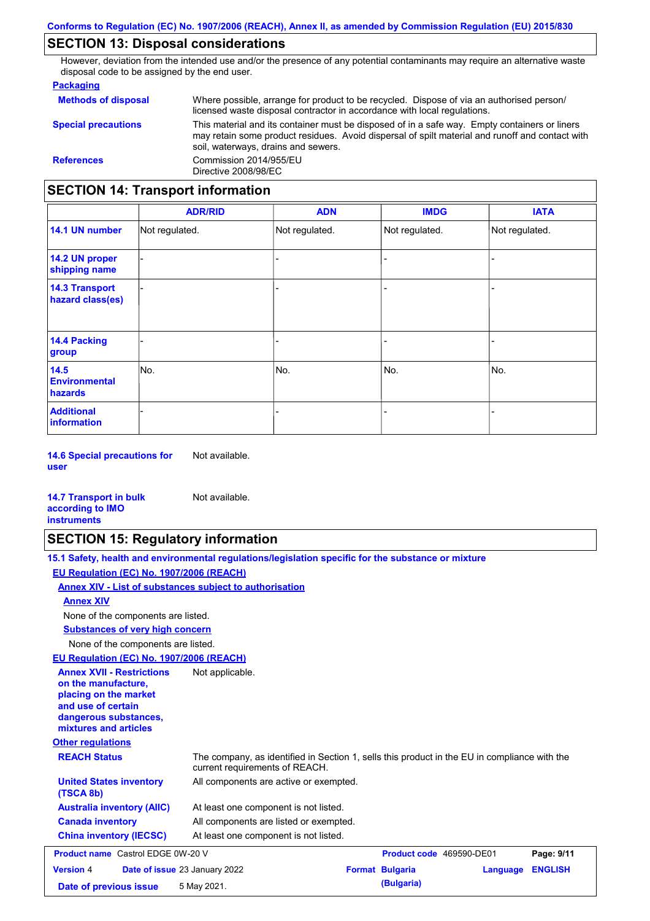## SECTION 13: Disposal considerations

However, deviation from the intended use and/or the presence of any potential contaminants may require an alternative waste disposal code to be assigned by the end user.

**Packaging**

**Methods of disposal**: Where possible, arrange for product to be recycled. Dispose of via an authorised person/ licensed waste disposal contractor in accordance with local regulations.

**Special precautions**: This material and its container must be disposed of in a safe way. Empty containers or liners may retain some product residues. Avoid dispersal of spilt material and runoff and contact with soil, waterways, drains and sewers.

**References**: Commission 2014/955/EU
Directive 2008/98/EC

## SECTION 14: Transport information

| | ADR/RID | ADN | IMDG | IATA |
|---|---|---|---|---|
| **14.1 UN number** | Not regulated. | Not regulated. | Not regulated. | Not regulated. |
| **14.2 UN proper shipping name** | - | - | - | - |
| **14.3 Transport hazard class(es)** | - | - | - | - |
| **14.4 Packing group** | - | - | - | - |
| **14.5 Environmental hazards** | No. | No. | No. | No. |
| **Additional information** | - | - | - | - |

**14.6 Special precautions for user**: Not available.

**14.7 Transport in bulk according to IMO instruments**: Not available.

## SECTION 15: Regulatory information

**15.1 Safety, health and environmental regulations/legislation specific for the substance or mixture**

**EU Regulation (EC) No. 1907/2006 (REACH)**

**Annex XIV - List of substances subject to authorisation**

**Annex XIV**

None of the components are listed.

**Substances of very high concern**

None of the components are listed.

**EU Regulation (EC) No. 1907/2006 (REACH)**

**Annex XVII - Restrictions on the manufacture, placing on the market and use of certain dangerous substances, mixtures and articles**: Not applicable.

**Other regulations**

**REACH Status**: The company, as identified in Section 1, sells this product in the EU in compliance with the current requirements of REACH.

**United States inventory (TSCA 8b)**: All components are active or exempted.

**Australia inventory (AIIC)**: At least one component is not listed.

**Canada inventory**: All components are listed or exempted.

**China inventory (IECSC)**: At least one component is not listed.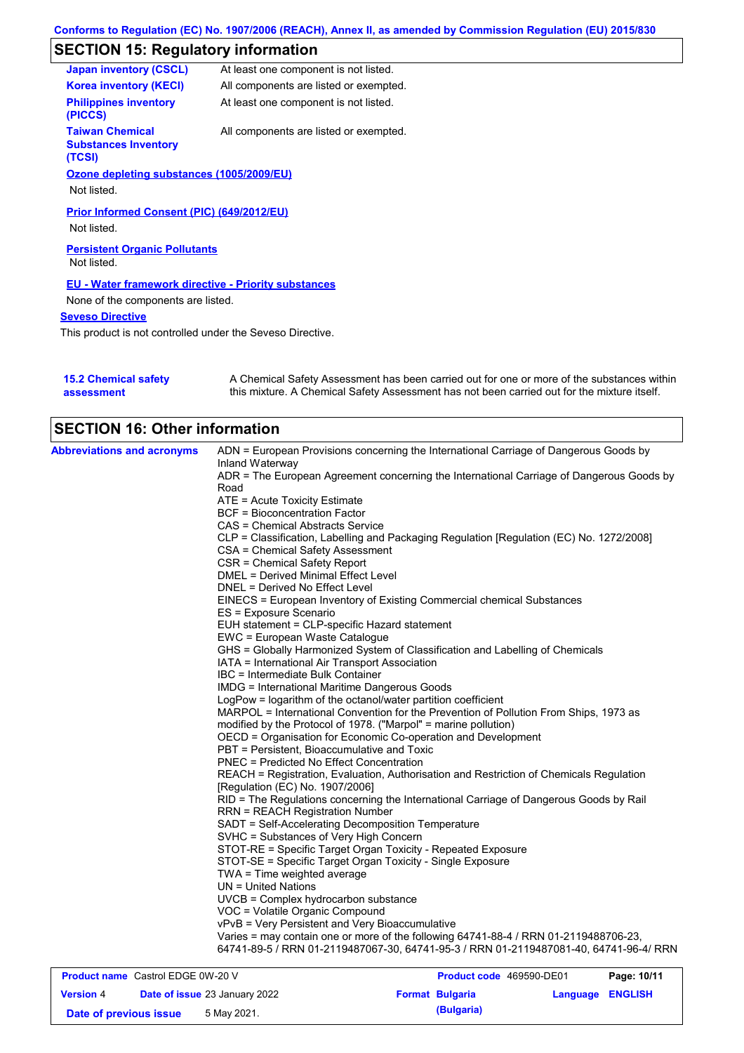## SECTION 15: Regulatory information

| | |
|---|---|
| **Japan inventory (CSCL)** | At least one component is not listed. |
| **Korea inventory (KECI)** | All components are listed or exempted. |
| **Philippines inventory (PICCS)** | At least one component is not listed. |
| **Taiwan Chemical Substances Inventory (TCSI)** | All components are listed or exempted. |

**Ozone depleting substances (1005/2009/EU)**

Not listed.

**Prior Informed Consent (PIC) (649/2012/EU)**

Not listed.

**Persistent Organic Pollutants**

Not listed.

**EU - Water framework directive - Priority substances**

None of the components are listed.

**Seveso Directive**

This product is not controlled under the Seveso Directive.

**15.2 Chemical safety assessment**

A Chemical Safety Assessment has been carried out for one or more of the substances within this mixture. A Chemical Safety Assessment has not been carried out for the mixture itself.

## SECTION 16: Other information

**Abbreviations and acronyms**

ADN = European Provisions concerning the International Carriage of Dangerous Goods by Inland Waterway
ADR = The European Agreement concerning the International Carriage of Dangerous Goods by Road
ATE = Acute Toxicity Estimate
BCF = Bioconcentration Factor
CAS = Chemical Abstracts Service
CLP = Classification, Labelling and Packaging Regulation [Regulation (EC) No. 1272/2008]
CSA = Chemical Safety Assessment
CSR = Chemical Safety Report
DMEL = Derived Minimal Effect Level
DNEL = Derived No Effect Level
EINECS = European Inventory of Existing Commercial chemical Substances
ES = Exposure Scenario
EUH statement = CLP-specific Hazard statement
EWC = European Waste Catalogue
GHS = Globally Harmonized System of Classification and Labelling of Chemicals
IATA = International Air Transport Association
IBC = Intermediate Bulk Container
IMDG = International Maritime Dangerous Goods
LogPow = logarithm of the octanol/water partition coefficient
MARPOL = International Convention for the Prevention of Pollution From Ships, 1973 as modified by the Protocol of 1978. ("Marpol" = marine pollution)
OECD = Organisation for Economic Co-operation and Development
PBT = Persistent, Bioaccumulative and Toxic
PNEC = Predicted No Effect Concentration
REACH = Registration, Evaluation, Authorisation and Restriction of Chemicals Regulation [Regulation (EC) No. 1907/2006]
RID = The Regulations concerning the International Carriage of Dangerous Goods by Rail
RRN = REACH Registration Number
SADT = Self-Accelerating Decomposition Temperature
SVHC = Substances of Very High Concern
STOT-RE = Specific Target Organ Toxicity - Repeated Exposure
STOT-SE = Specific Target Organ Toxicity - Single Exposure
TWA = Time weighted average
UN = United Nations
UVCB = Complex hydrocarbon substance
VOC = Volatile Organic Compound
vPvB = Very Persistent and Very Bioaccumulative
Varies = may contain one or more of the following 64741-88-4 / RRN 01-2119488706-23, 64741-89-5 / RRN 01-2119487067-30, 64741-95-3 / RRN 01-2119487081-40, 64741-96-4/ RRN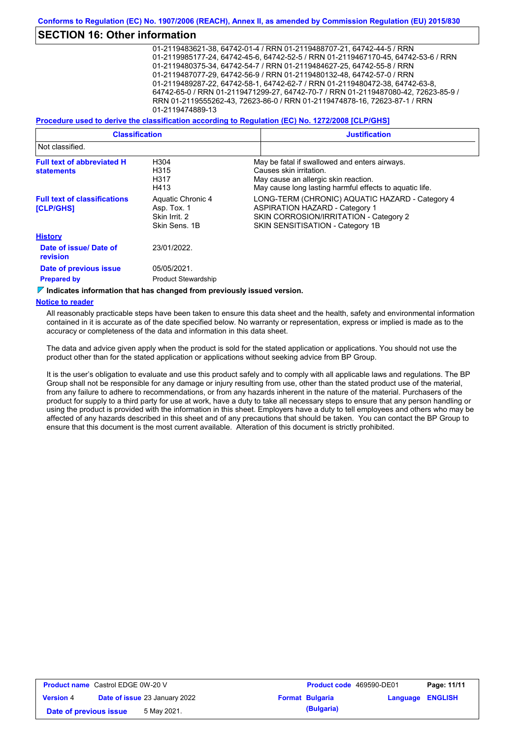## SECTION 16: Other information

01-2119483621-38, 64742-01-4 / RRN 01-2119488707-21, 64742-44-5 / RRN 01-2119985177-24, 64742-45-6, 64742-52-5 / RRN 01-2119467170-45, 64742-53-6 / RRN 01-2119480375-34, 64742-54-7 / RRN 01-2119484627-25, 64742-55-8 / RRN 01-2119487077-29, 64742-56-9 / RRN 01-2119480132-48, 64742-57-0 / RRN 01-2119489287-22, 64742-58-1, 64742-62-7 / RRN 01-2119480472-38, 64742-63-8, 64742-65-0 / RRN 01-2119471299-27, 64742-70-7 / RRN 01-2119487080-42, 72623-85-9 / RRN 01-2119555262-43, 72623-86-0 / RRN 01-2119474878-16, 72623-87-1 / RRN 01-2119474889-13

**Procedure used to derive the classification according to Regulation (EC) No. 1272/2008 [CLP/GHS]**

| Classification | Justification |
|---|---|
| Not classified. | |

**Full text of abbreviated H statements**

| | |
|---|---|
| H304 | May be fatal if swallowed and enters airways. |
| H315 | Causes skin irritation. |
| H317 | May cause an allergic skin reaction. |
| H413 | May cause long lasting harmful effects to aquatic life. |

**Full text of classifications [CLP/GHS]**

| | |
|---|---|
| Aquatic Chronic 4 | LONG-TERM (CHRONIC) AQUATIC HAZARD - Category 4 |
| Asp. Tox. 1 | ASPIRATION HAZARD - Category 1 |
| Skin Irrit. 2 | SKIN CORROSION/IRRITATION - Category 2 |
| Skin Sens. 1B | SKIN SENSITISATION - Category 1B |

**History**

**Date of issue/ Date of revision:** 23/01/2022.

**Date of previous issue:** 05/05/2021.

**Prepared by:** Product Stewardship

**Indicates information that has changed from previously issued version.**

**Notice to reader**

All reasonably practicable steps have been taken to ensure this data sheet and the health, safety and environmental information contained in it is accurate as of the date specified below. No warranty or representation, express or implied is made as to the accuracy or completeness of the data and information in this data sheet.

The data and advice given apply when the product is sold for the stated application or applications. You should not use the product other than for the stated application or applications without seeking advice from BP Group.

It is the user's obligation to evaluate and use this product safely and to comply with all applicable laws and regulations. The BP Group shall not be responsible for any damage or injury resulting from use, other than the stated product use of the material, from any failure to adhere to recommendations, or from any hazards inherent in the nature of the material. Purchasers of the product for supply to a third party for use at work, have a duty to take all necessary steps to ensure that any person handling or using the product is provided with the information in this sheet. Employers have a duty to tell employees and others who may be affected of any hazards described in this sheet and of any precautions that should be taken. You can contact the BP Group to ensure that this document is the most current available. Alteration of this document is strictly prohibited.